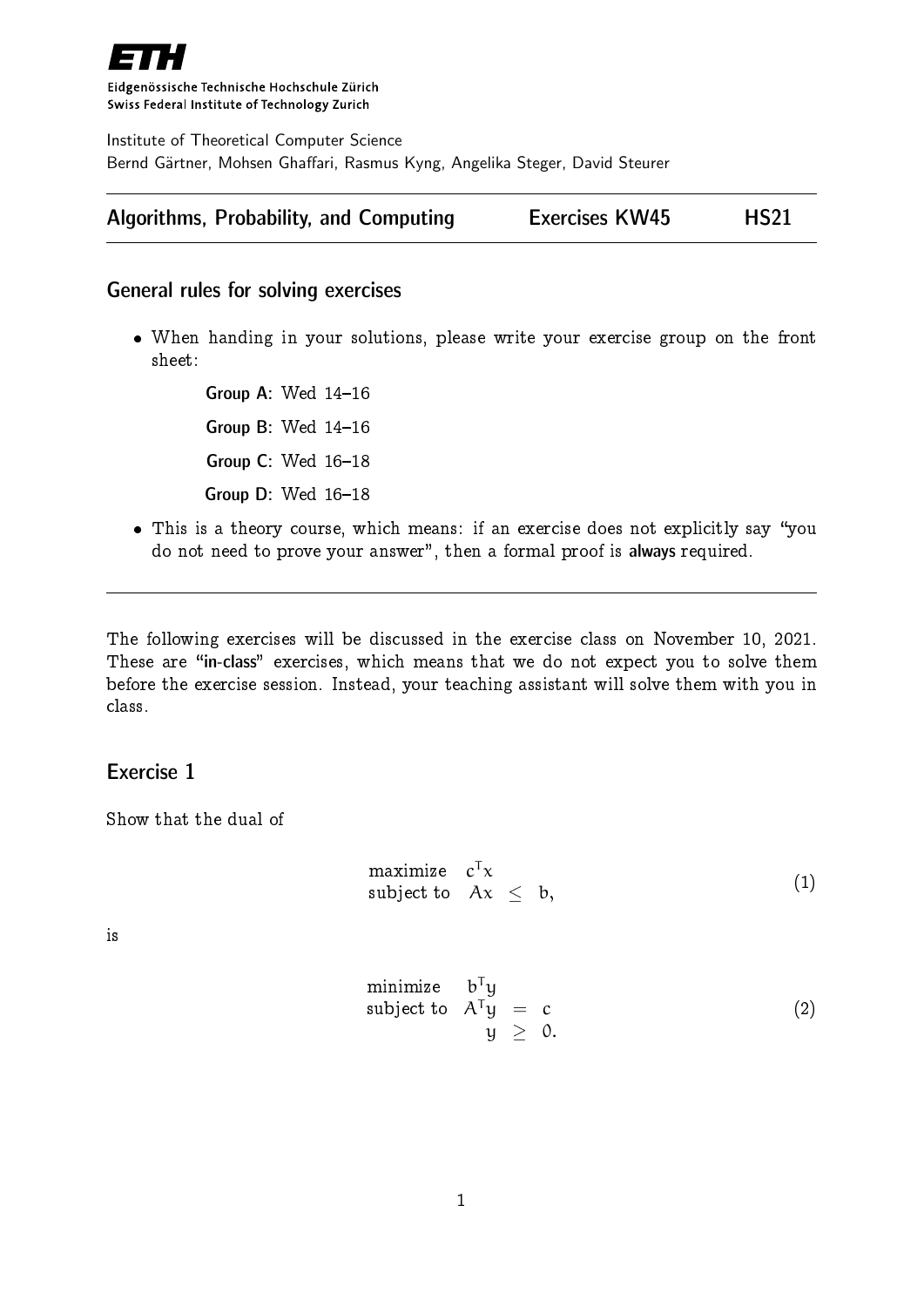# ETH

Eidgenössische Technische Hochschule Zürich
Swiss Federal Institute of Technology Zurich

Institute of Theoretical Computer Science
Bernd Gärtner, Mohsen Ghaffari, Rasmus Kyng, Angelika Steger, David Steurer

**Algorithms, Probability, and Computing** — **Exercises KW45** — **HS21**

---

## General rules for solving exercises

- When handing in your solutions, please write your exercise group on the front sheet:

  **Group A**: Wed 14–16

  **Group B**: Wed 14–16

  **Group C**: Wed 16–18

  **Group D**: Wed 16–18

- This is a theory course, which means: if an exercise does not explicitly say "you do not need to prove your answer", then a formal proof is **always** required.

---

The following exercises will be discussed in the exercise class on November 10, 2021. These are **"in-class"** exercises, which means that we do not expect you to solve them before the exercise session. Instead, your teaching assistant will solve them with you in class.

## Exercise 1

Show that the dual of

$$
\begin{array}{lrcl}
\text{maximize} & c^\mathsf{T} x & & \\
\text{subject to} & Ax & \leq & b,
\end{array}
\tag{1}
$$

is

$$
\begin{array}{lrcl}
\text{minimize} & b^\mathsf{T} y & & \\
\text{subject to} & A^\mathsf{T} y & = & c \\
 & y & \geq & 0.
\end{array}
\tag{2}
$$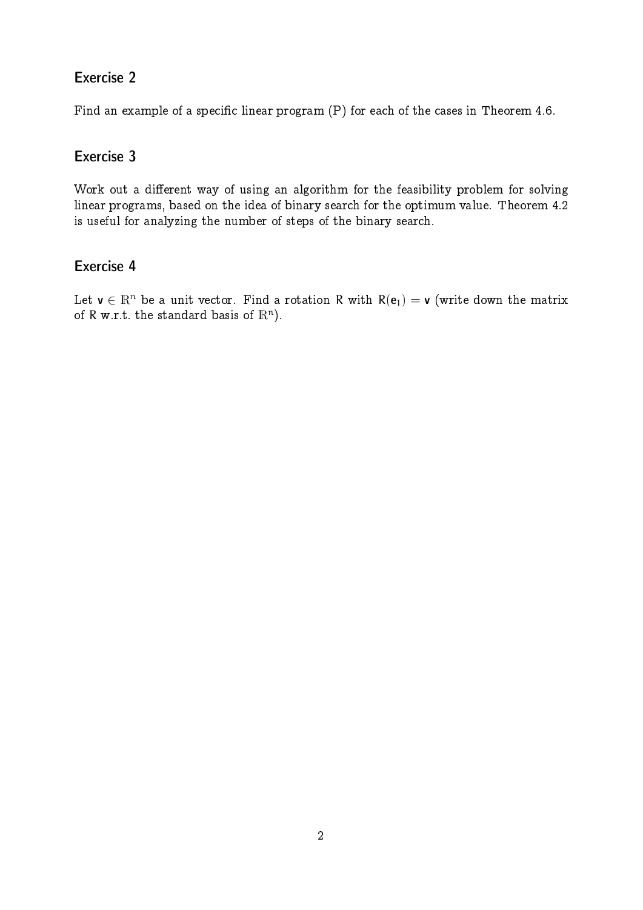## Exercise 2

Find an example of a specific linear program (P) for each of the cases in Theorem 4.6.

## Exercise 3

Work out a different way of using an algorithm for the feasibility problem for solving linear programs, based on the idea of binary search for the optimum value. Theorem 4.2 is useful for analyzing the number of steps of the binary search.

## Exercise 4

Let $\mathsf{v} \in \mathbb{R}^n$ be a unit vector. Find a rotation $R$ with $R(\mathsf{e}_1) = \mathsf{v}$ (write down the matrix of $R$ w.r.t. the standard basis of $\mathbb{R}^n$).